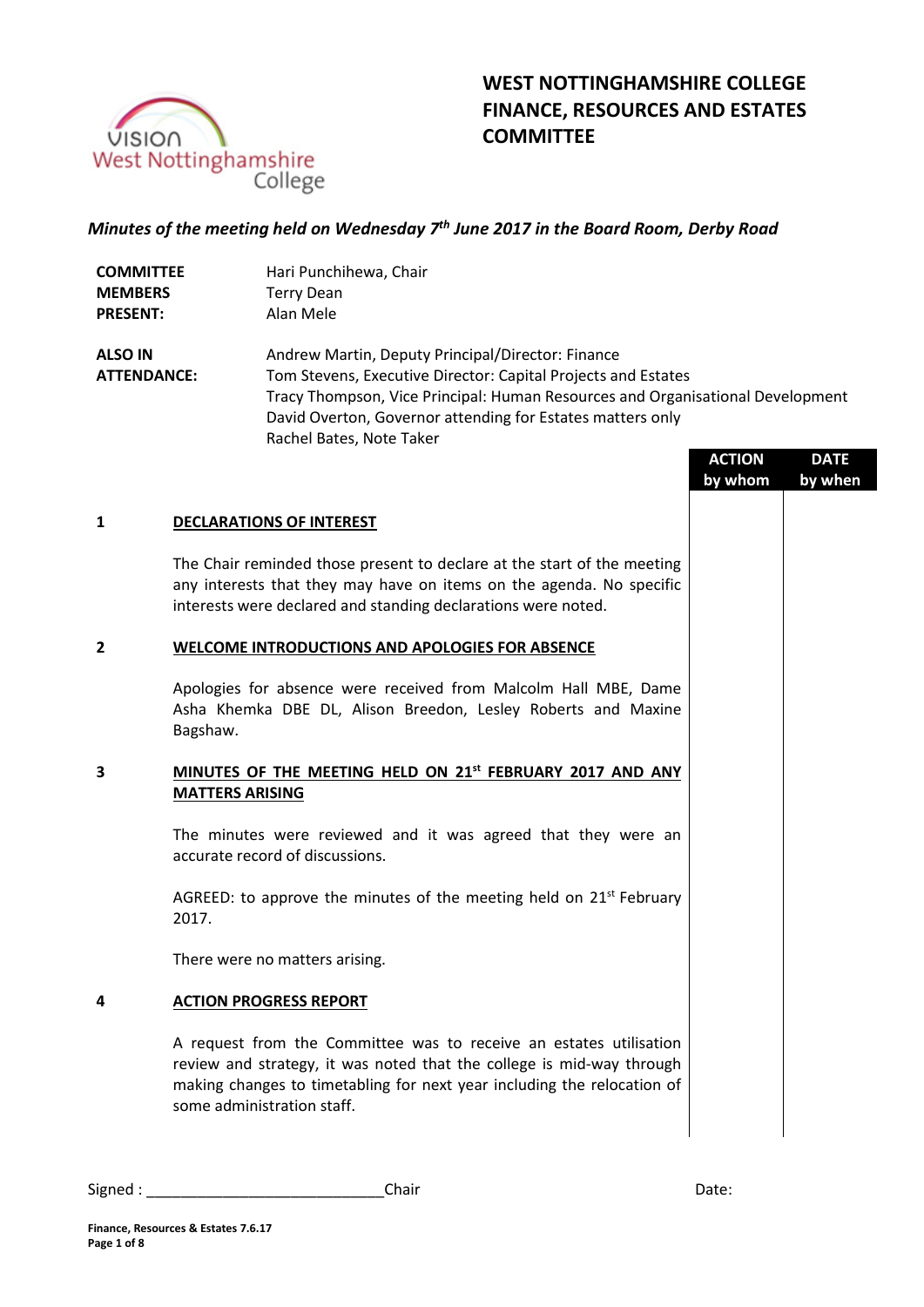# WEST NOTTINGHAMSHIRE COLLEGE
# FINANCE, RESOURCES AND ESTATES COMMITTEE

*Minutes of the meeting held on Wednesday 7th June 2017 in the Board Room, Derby Road*

| | |
|---|---|
| **COMMITTEE MEMBERS PRESENT:** | Hari Punchihewa, Chair<br>Terry Dean<br>Alan Mele |
| **ALSO IN ATTENDANCE:** | Andrew Martin, Deputy Principal/Director: Finance<br>Tom Stevens, Executive Director: Capital Projects and Estates<br>Tracy Thompson, Vice Principal: Human Resources and Organisational Development<br>David Overton, Governor attending for Estates matters only<br>Rachel Bates, Note Taker |

| | | ACTION by whom | DATE by when |
|---|---|---|---|
| **1** | **DECLARATIONS OF INTEREST** | | |
| | The Chair reminded those present to declare at the start of the meeting any interests that they may have on items on the agenda. No specific interests were declared and standing declarations were noted. | | |
| **2** | **WELCOME INTRODUCTIONS AND APOLOGIES FOR ABSENCE** | | |
| | Apologies for absence were received from Malcolm Hall MBE, Dame Asha Khemka DBE DL, Alison Breedon, Lesley Roberts and Maxine Bagshaw. | | |
| **3** | **MINUTES OF THE MEETING HELD ON 21st FEBRUARY 2017 AND ANY MATTERS ARISING** | | |
| | The minutes were reviewed and it was agreed that they were an accurate record of discussions. | | |
| | AGREED: to approve the minutes of the meeting held on 21st February 2017. | | |
| | There were no matters arising. | | |
| **4** | **ACTION PROGRESS REPORT** | | |
| | A request from the Committee was to receive an estates utilisation review and strategy, it was noted that the college is mid-way through making changes to timetabling for next year including the relocation of some administration staff. | | |

Signed : ____________________________ Chair                                  Date: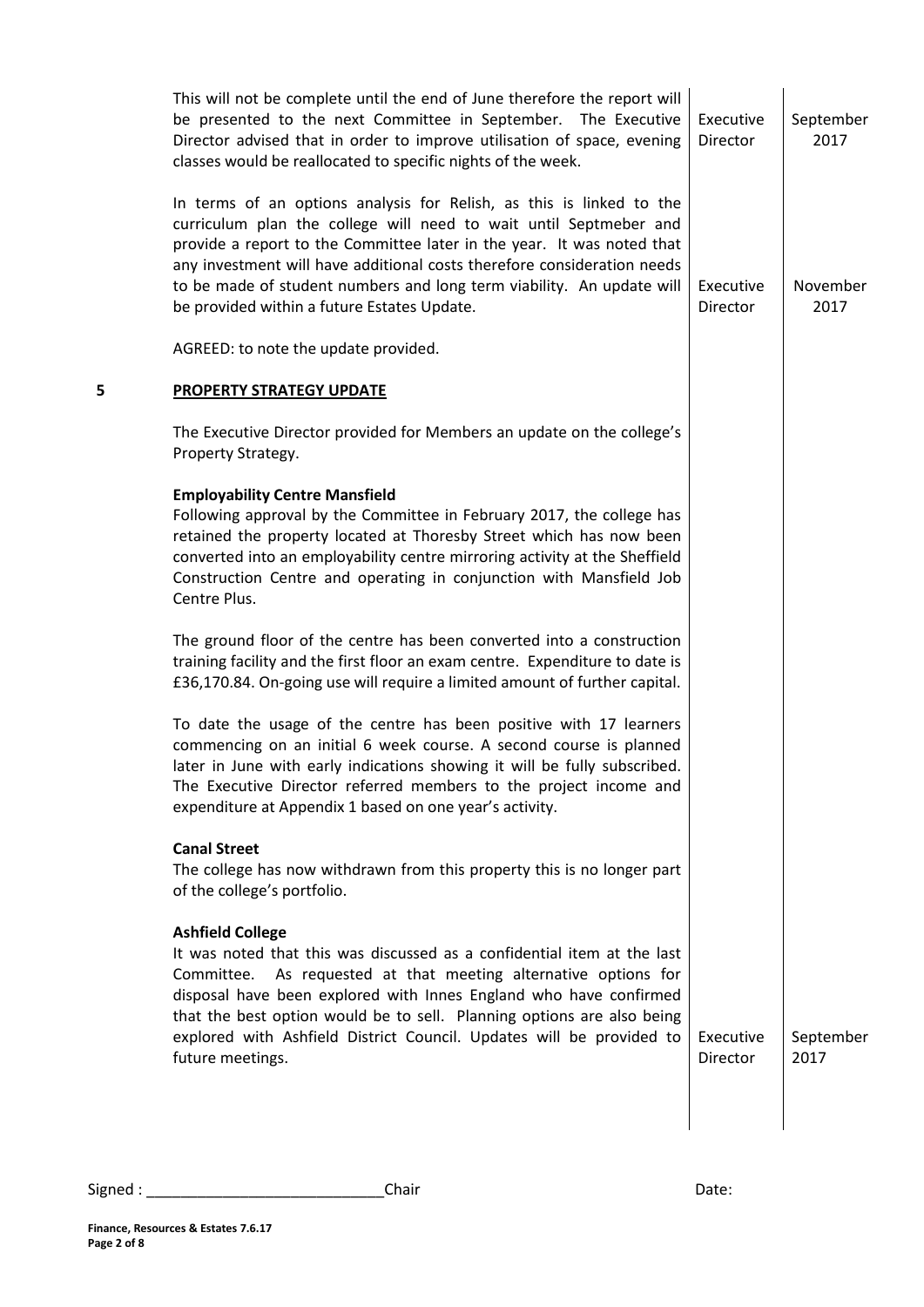| | | Action | Date |
|---|---|---|---|
| | This will not be complete until the end of June therefore the report will be presented to the next Committee in September. The Executive Director advised that in order to improve utilisation of space, evening classes would be reallocated to specific nights of the week. | Executive Director | September 2017 |
| | In terms of an options analysis for Relish, as this is linked to the curriculum plan the college will need to wait until Septmeber and provide a report to the Committee later in the year. It was noted that any investment will have additional costs therefore consideration needs to be made of student numbers and long term viability. An update will be provided within a future Estates Update. | Executive Director | November 2017 |
| | AGREED: to note the update provided. | | |
| **5** | **PROPERTY STRATEGY UPDATE** | | |
| | The Executive Director provided for Members an update on the college's Property Strategy. | | |
| | **Employability Centre Mansfield**<br>Following approval by the Committee in February 2017, the college has retained the property located at Thoresby Street which has now been converted into an employability centre mirroring activity at the Sheffield Construction Centre and operating in conjunction with Mansfield Job Centre Plus. | | |
| | The ground floor of the centre has been converted into a construction training facility and the first floor an exam centre. Expenditure to date is £36,170.84. On-going use will require a limited amount of further capital. | | |
| | To date the usage of the centre has been positive with 17 learners commencing on an initial 6 week course. A second course is planned later in June with early indications showing it will be fully subscribed. The Executive Director referred members to the project income and expenditure at Appendix 1 based on one year's activity. | | |
| | **Canal Street**<br>The college has now withdrawn from this property this is no longer part of the college's portfolio. | | |
| | **Ashfield College**<br>It was noted that this was discussed as a confidential item at the last Committee. As requested at that meeting alternative options for disposal have been explored with Innes England who have confirmed that the best option would be to sell. Planning options are also being explored with Ashfield District Council. Updates will be provided to future meetings. | Executive Director | September 2017 |

Signed : ____________________________Chair                                                            Date: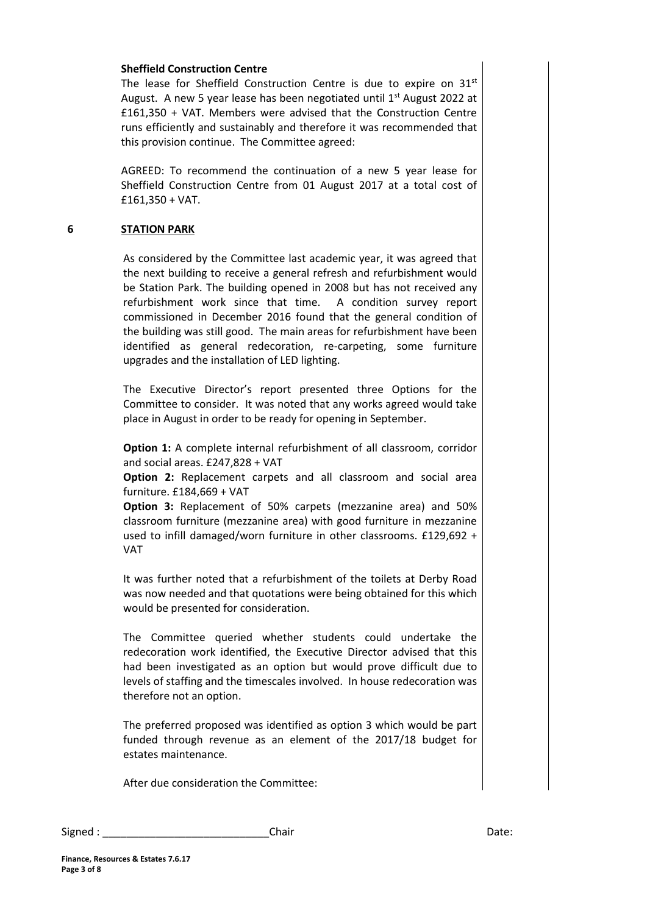**Sheffield Construction Centre**

The lease for Sheffield Construction Centre is due to expire on 31st August. A new 5 year lease has been negotiated until 1st August 2022 at £161,350 + VAT. Members were advised that the Construction Centre runs efficiently and sustainably and therefore it was recommended that this provision continue. The Committee agreed:

AGREED: To recommend the continuation of a new 5 year lease for Sheffield Construction Centre from 01 August 2017 at a total cost of £161,350 + VAT.

## 6 STATION PARK

As considered by the Committee last academic year, it was agreed that the next building to receive a general refresh and refurbishment would be Station Park. The building opened in 2008 but has not received any refurbishment work since that time. A condition survey report commissioned in December 2016 found that the general condition of the building was still good. The main areas for refurbishment have been identified as general redecoration, re-carpeting, some furniture upgrades and the installation of LED lighting.

The Executive Director's report presented three Options for the Committee to consider. It was noted that any works agreed would take place in August in order to be ready for opening in September.

**Option 1:** A complete internal refurbishment of all classroom, corridor and social areas. £247,828 + VAT
**Option 2:** Replacement carpets and all classroom and social area furniture. £184,669 + VAT
**Option 3:** Replacement of 50% carpets (mezzanine area) and 50% classroom furniture (mezzanine area) with good furniture in mezzanine used to infill damaged/worn furniture in other classrooms. £129,692 + VAT

It was further noted that a refurbishment of the toilets at Derby Road was now needed and that quotations were being obtained for this which would be presented for consideration.

The Committee queried whether students could undertake the redecoration work identified, the Executive Director advised that this had been investigated as an option but would prove difficult due to levels of staffing and the timescales involved. In house redecoration was therefore not an option.

The preferred proposed was identified as option 3 which would be part funded through revenue as an element of the 2017/18 budget for estates maintenance.

After due consideration the Committee:

Signed : ____________________________Chair Date: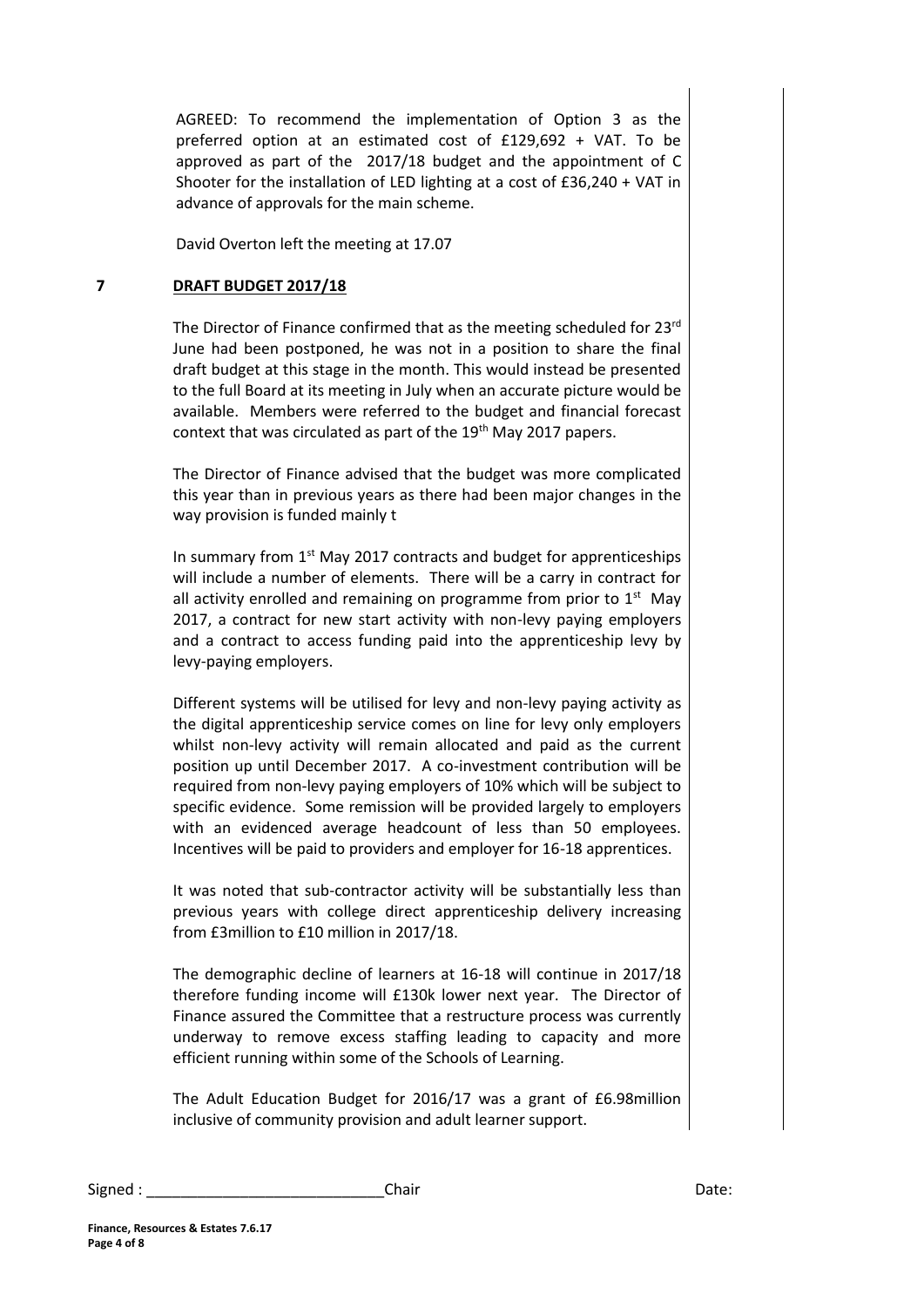AGREED: To recommend the implementation of Option 3 as the preferred option at an estimated cost of £129,692 + VAT. To be approved as part of the 2017/18 budget and the appointment of C Shooter for the installation of LED lighting at a cost of £36,240 + VAT in advance of approvals for the main scheme.

David Overton left the meeting at 17.07

## 7 DRAFT BUDGET 2017/18

The Director of Finance confirmed that as the meeting scheduled for 23rd June had been postponed, he was not in a position to share the final draft budget at this stage in the month. This would instead be presented to the full Board at its meeting in July when an accurate picture would be available. Members were referred to the budget and financial forecast context that was circulated as part of the 19th May 2017 papers.

The Director of Finance advised that the budget was more complicated this year than in previous years as there had been major changes in the way provision is funded mainly t

In summary from 1st May 2017 contracts and budget for apprenticeships will include a number of elements. There will be a carry in contract for all activity enrolled and remaining on programme from prior to 1st May 2017, a contract for new start activity with non-levy paying employers and a contract to access funding paid into the apprenticeship levy by levy-paying employers.

Different systems will be utilised for levy and non-levy paying activity as the digital apprenticeship service comes on line for levy only employers whilst non-levy activity will remain allocated and paid as the current position up until December 2017. A co-investment contribution will be required from non-levy paying employers of 10% which will be subject to specific evidence. Some remission will be provided largely to employers with an evidenced average headcount of less than 50 employees. Incentives will be paid to providers and employer for 16-18 apprentices.

It was noted that sub-contractor activity will be substantially less than previous years with college direct apprenticeship delivery increasing from £3million to £10 million in 2017/18.

The demographic decline of learners at 16-18 will continue in 2017/18 therefore funding income will £130k lower next year. The Director of Finance assured the Committee that a restructure process was currently underway to remove excess staffing leading to capacity and more efficient running within some of the Schools of Learning.

The Adult Education Budget for 2016/17 was a grant of £6.98million inclusive of community provision and adult learner support.

Signed : ____________________________Chair Date: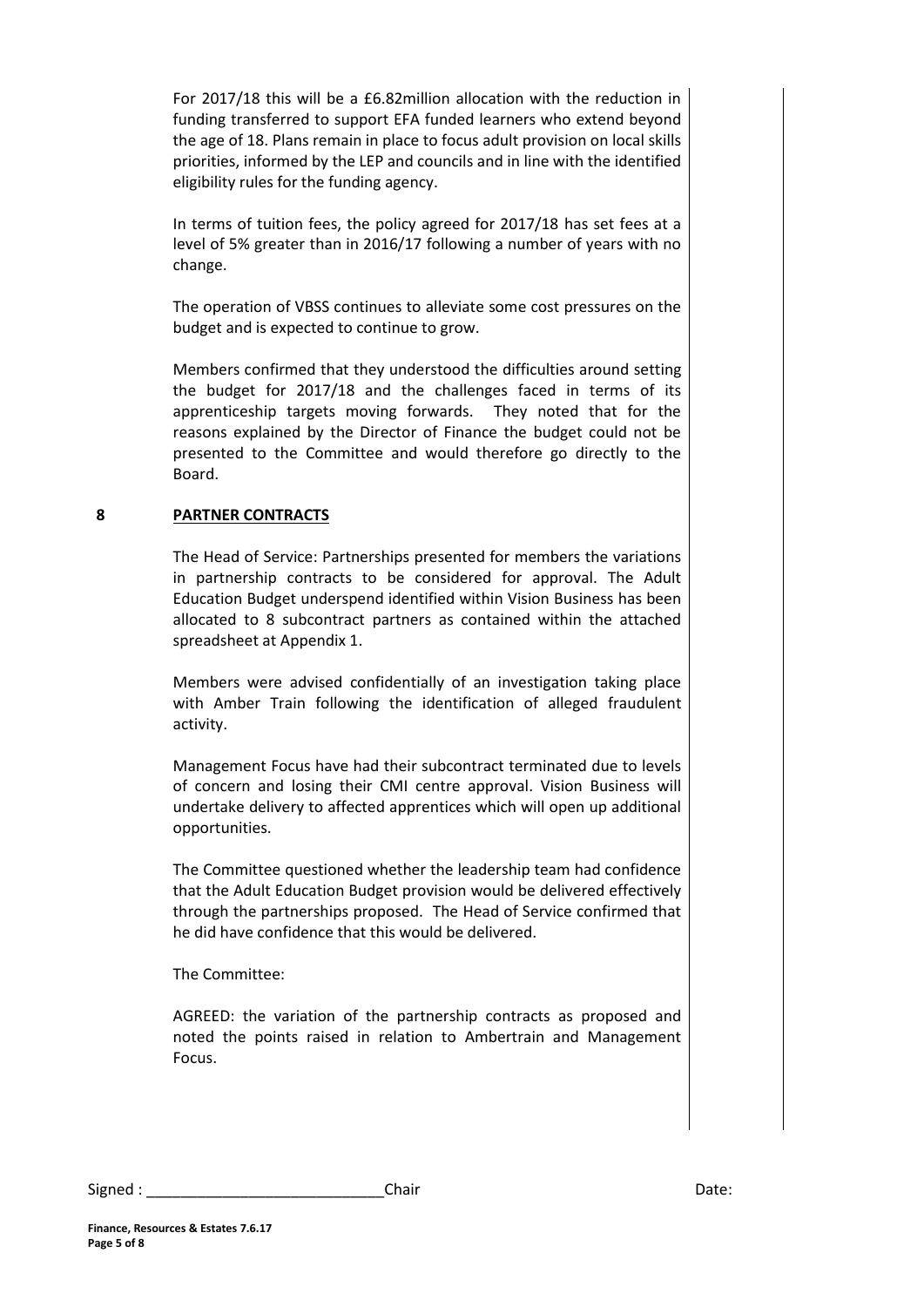For 2017/18 this will be a £6.82million allocation with the reduction in funding transferred to support EFA funded learners who extend beyond the age of 18. Plans remain in place to focus adult provision on local skills priorities, informed by the LEP and councils and in line with the identified eligibility rules for the funding agency.

In terms of tuition fees, the policy agreed for 2017/18 has set fees at a level of 5% greater than in 2016/17 following a number of years with no change.

The operation of VBSS continues to alleviate some cost pressures on the budget and is expected to continue to grow.

Members confirmed that they understood the difficulties around setting the budget for 2017/18 and the challenges faced in terms of its apprenticeship targets moving forwards. They noted that for the reasons explained by the Director of Finance the budget could not be presented to the Committee and would therefore go directly to the Board.

## 8 PARTNER CONTRACTS

The Head of Service: Partnerships presented for members the variations in partnership contracts to be considered for approval. The Adult Education Budget underspend identified within Vision Business has been allocated to 8 subcontract partners as contained within the attached spreadsheet at Appendix 1.

Members were advised confidentially of an investigation taking place with Amber Train following the identification of alleged fraudulent activity.

Management Focus have had their subcontract terminated due to levels of concern and losing their CMI centre approval. Vision Business will undertake delivery to affected apprentices which will open up additional opportunities.

The Committee questioned whether the leadership team had confidence that the Adult Education Budget provision would be delivered effectively through the partnerships proposed. The Head of Service confirmed that he did have confidence that this would be delivered.

The Committee:

AGREED: the variation of the partnership contracts as proposed and noted the points raised in relation to Ambertrain and Management Focus.

Signed : ____________________________Chair Date:

**Finance, Resources & Estates 7.6.17**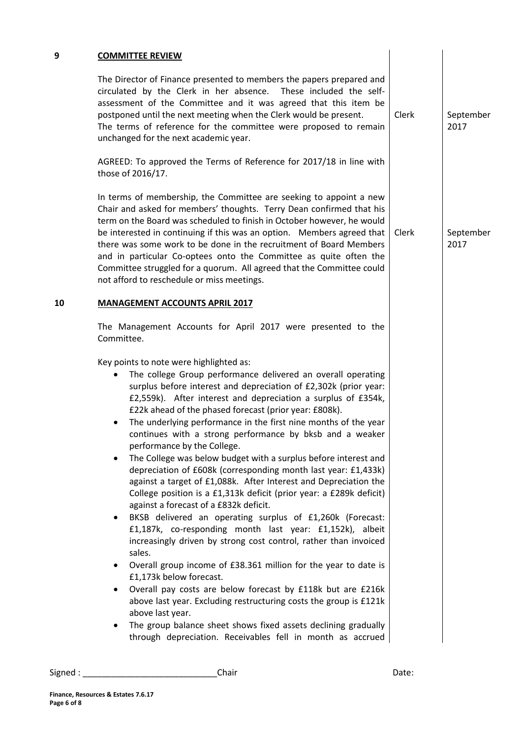## 9 COMMITTEE REVIEW

| | Action | Date |
|---|---|---|
| The Director of Finance presented to members the papers prepared and circulated by the Clerk in her absence. These included the self-assessment of the Committee and it was agreed that this item be postponed until the next meeting when the Clerk would be present. The terms of reference for the committee were proposed to remain unchanged for the next academic year. | Clerk | September 2017 |
| AGREED: To approved the Terms of Reference for 2017/18 in line with those of 2016/17. | | |
| In terms of membership, the Committee are seeking to appoint a new Chair and asked for members' thoughts. Terry Dean confirmed that his term on the Board was scheduled to finish in October however, he would be interested in continuing if this was an option. Members agreed that there was some work to be done in the recruitment of Board Members and in particular Co-optees onto the Committee as quite often the Committee struggled for a quorum. All agreed that the Committee could not afford to reschedule or miss meetings. | Clerk | September 2017 |

## 10 MANAGEMENT ACCOUNTS APRIL 2017

The Management Accounts for April 2017 were presented to the Committee.

Key points to note were highlighted as:

- The college Group performance delivered an overall operating surplus before interest and depreciation of £2,302k (prior year: £2,559k). After interest and depreciation a surplus of £354k, £22k ahead of the phased forecast (prior year: £808k).
- The underlying performance in the first nine months of the year continues with a strong performance by bksb and a weaker performance by the College.
- The College was below budget with a surplus before interest and depreciation of £608k (corresponding month last year: £1,433k) against a target of £1,088k. After Interest and Depreciation the College position is a £1,313k deficit (prior year: a £289k deficit) against a forecast of a £832k deficit.
- BKSB delivered an operating surplus of £1,260k (Forecast: £1,187k, co-responding month last year: £1,152k), albeit increasingly driven by strong cost control, rather than invoiced sales.
- Overall group income of £38.361 million for the year to date is £1,173k below forecast.
- Overall pay costs are below forecast by £118k but are £216k above last year. Excluding restructuring costs the group is £121k above last year.
- The group balance sheet shows fixed assets declining gradually through depreciation. Receivables fell in month as accrued

Signed : ____________________________Chair Date: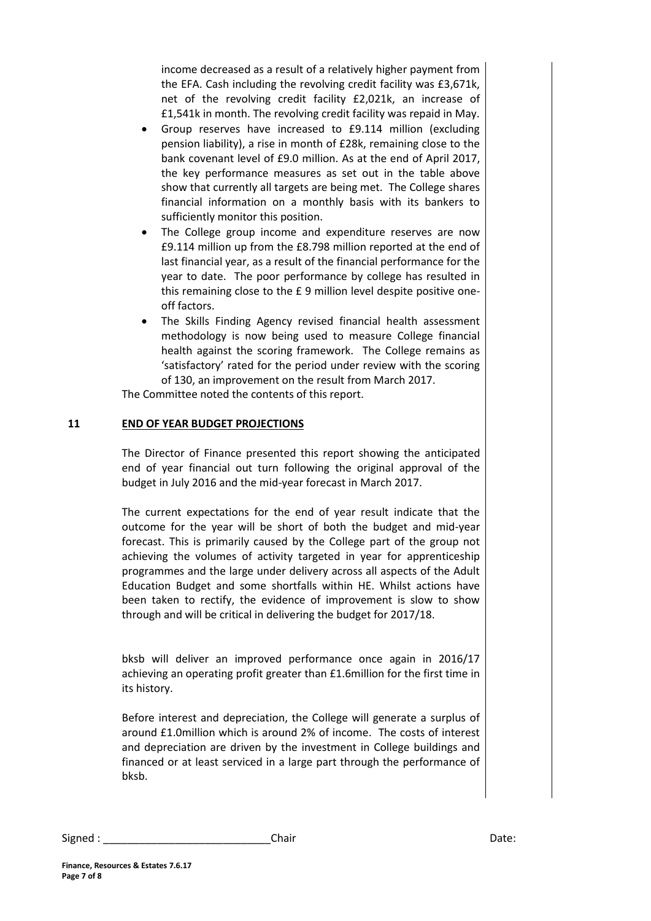income decreased as a result of a relatively higher payment from the EFA. Cash including the revolving credit facility was £3,671k, net of the revolving credit facility £2,021k, an increase of £1,541k in month. The revolving credit facility was repaid in May.

- Group reserves have increased to £9.114 million (excluding pension liability), a rise in month of £28k, remaining close to the bank covenant level of £9.0 million. As at the end of April 2017, the key performance measures as set out in the table above show that currently all targets are being met. The College shares financial information on a monthly basis with its bankers to sufficiently monitor this position.
- The College group income and expenditure reserves are now £9.114 million up from the £8.798 million reported at the end of last financial year, as a result of the financial performance for the year to date. The poor performance by college has resulted in this remaining close to the £ 9 million level despite positive one-off factors.
- The Skills Finding Agency revised financial health assessment methodology is now being used to measure College financial health against the scoring framework. The College remains as 'satisfactory' rated for the period under review with the scoring of 130, an improvement on the result from March 2017.

The Committee noted the contents of this report.

## 11 END OF YEAR BUDGET PROJECTIONS

The Director of Finance presented this report showing the anticipated end of year financial out turn following the original approval of the budget in July 2016 and the mid-year forecast in March 2017.

The current expectations for the end of year result indicate that the outcome for the year will be short of both the budget and mid-year forecast. This is primarily caused by the College part of the group not achieving the volumes of activity targeted in year for apprenticeship programmes and the large under delivery across all aspects of the Adult Education Budget and some shortfalls within HE. Whilst actions have been taken to rectify, the evidence of improvement is slow to show through and will be critical in delivering the budget for 2017/18.

bksb will deliver an improved performance once again in 2016/17 achieving an operating profit greater than £1.6million for the first time in its history.

Before interest and depreciation, the College will generate a surplus of around £1.0million which is around 2% of income. The costs of interest and depreciation are driven by the investment in College buildings and financed or at least serviced in a large part through the performance of bksb.

Signed : ____________________________Chair Date: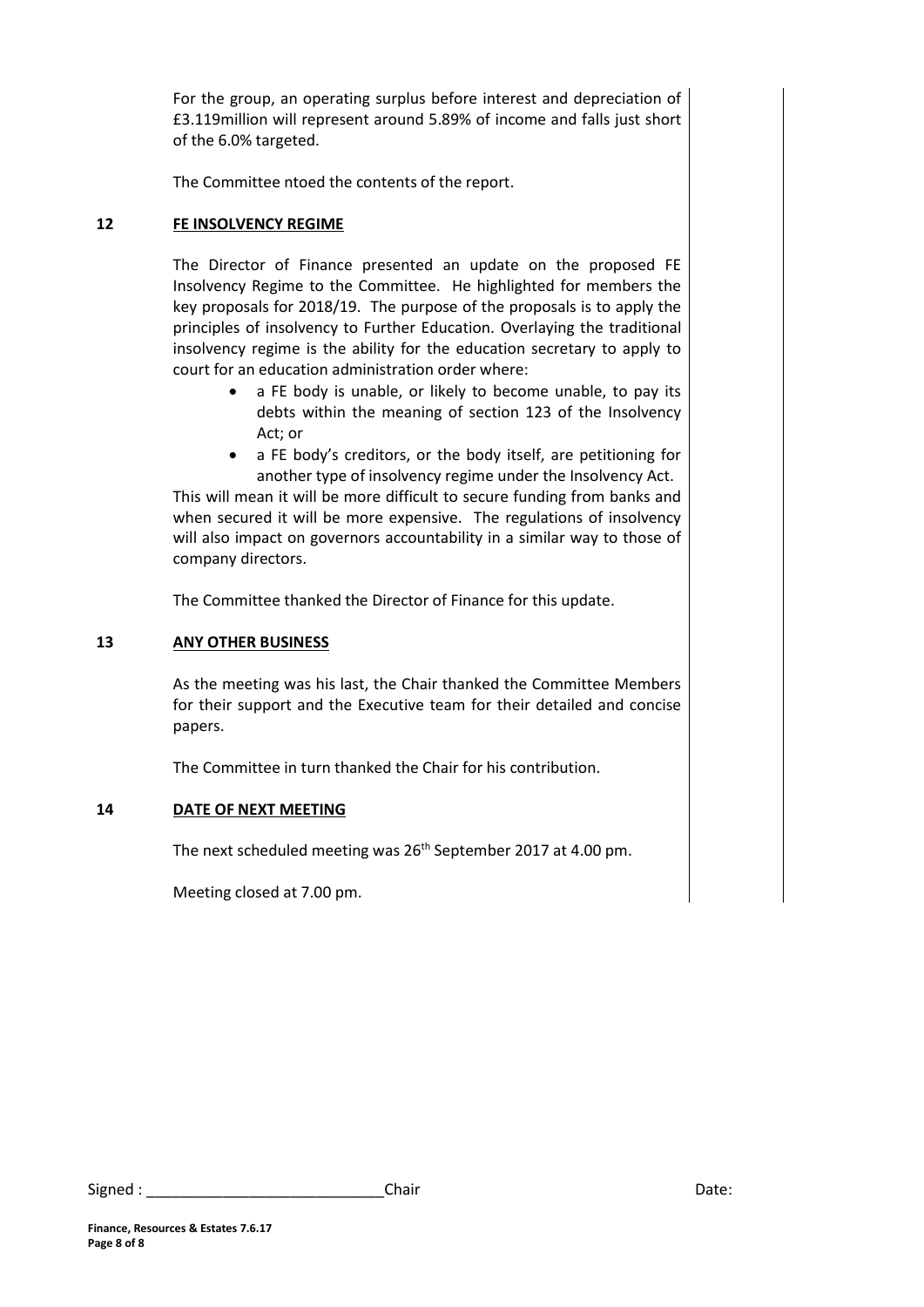For the group, an operating surplus before interest and depreciation of £3.119million will represent around 5.89% of income and falls just short of the 6.0% targeted.

The Committee ntoed the contents of the report.

## 12 FE INSOLVENCY REGIME

The Director of Finance presented an update on the proposed FE Insolvency Regime to the Committee. He highlighted for members the key proposals for 2018/19. The purpose of the proposals is to apply the principles of insolvency to Further Education. Overlaying the traditional insolvency regime is the ability for the education secretary to apply to court for an education administration order where:

- a FE body is unable, or likely to become unable, to pay its debts within the meaning of section 123 of the Insolvency Act; or
- a FE body's creditors, or the body itself, are petitioning for another type of insolvency regime under the Insolvency Act.

This will mean it will be more difficult to secure funding from banks and when secured it will be more expensive. The regulations of insolvency will also impact on governors accountability in a similar way to those of company directors.

The Committee thanked the Director of Finance for this update.

## 13 ANY OTHER BUSINESS

As the meeting was his last, the Chair thanked the Committee Members for their support and the Executive team for their detailed and concise papers.

The Committee in turn thanked the Chair for his contribution.

## 14 DATE OF NEXT MEETING

The next scheduled meeting was 26th September 2017 at 4.00 pm.

Meeting closed at 7.00 pm.

Signed : ____________________________Chair Date: